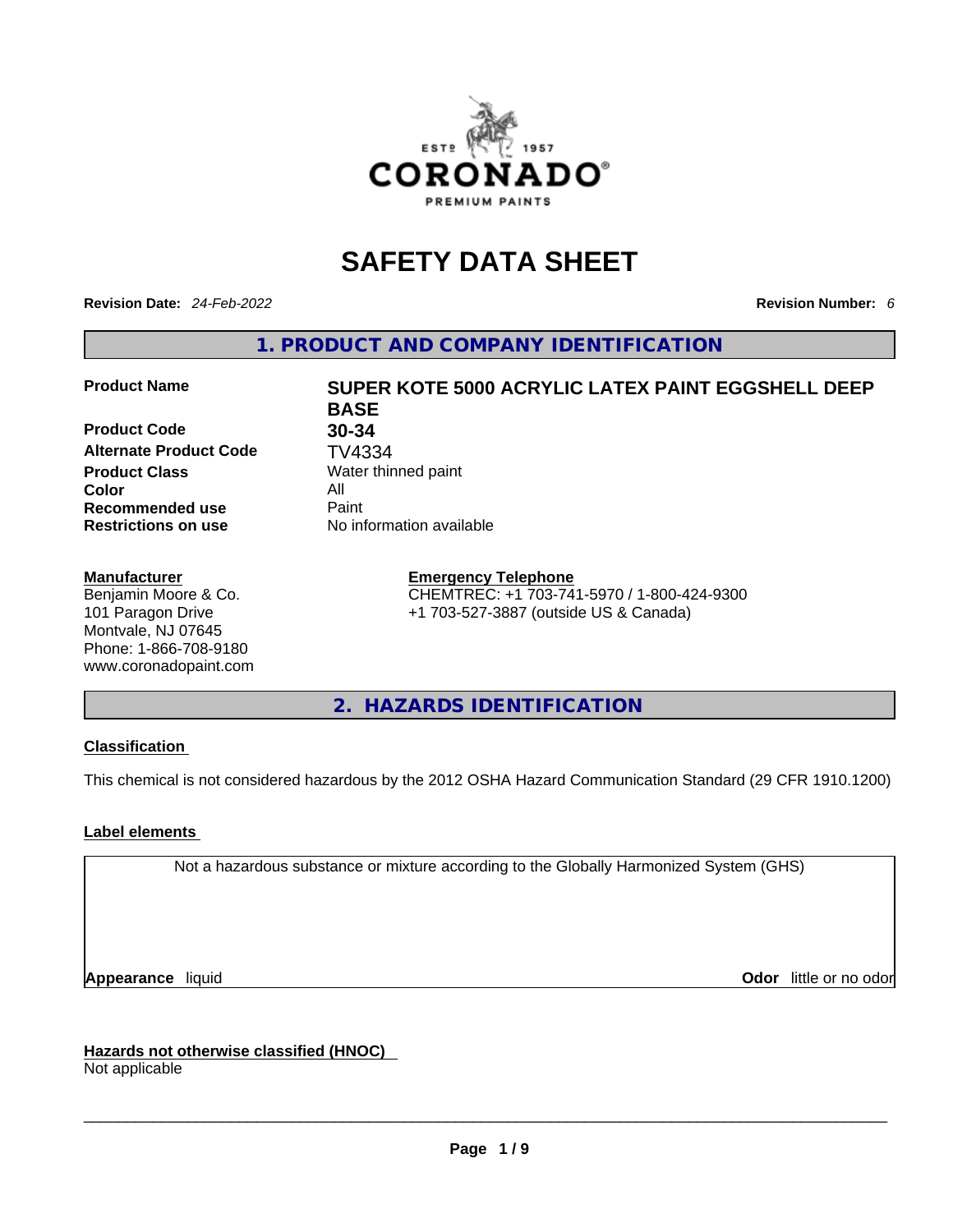# SAFETY DATA SHEET

**Revision Date:** *24-Feb-2022*

**Revision Number:** *6*

## 1. PRODUCT AND COMPANY IDENTIFICATION

| | |
|---|---|
| **Product Name** | **SUPER KOTE 5000 ACRYLIC LATEX PAINT EGGSHELL DEEP BASE** |
| **Product Code** | **30-34** |
| **Alternate Product Code** | TV4334 |
| **Product Class** | Water thinned paint |
| **Color** | All |
| **Recommended use** | Paint |
| **Restrictions on use** | No information available |

**Manufacturer**
Benjamin Moore & Co.
101 Paragon Drive
Montvale, NJ 07645
Phone: 1-866-708-9180
www.coronadopaint.com

**Emergency Telephone**
CHEMTREC: +1 703-741-5970 / 1-800-424-9300
+1 703-527-3887 (outside US & Canada)

## 2. HAZARDS IDENTIFICATION

### Classification

This chemical is not considered hazardous by the 2012 OSHA Hazard Communication Standard (29 CFR 1910.1200)

### Label elements

Not a hazardous substance or mixture according to the Globally Harmonized System (GHS)

**Appearance** liquid

**Odor** little or no odor

### Hazards not otherwise classified (HNOC)

Not applicable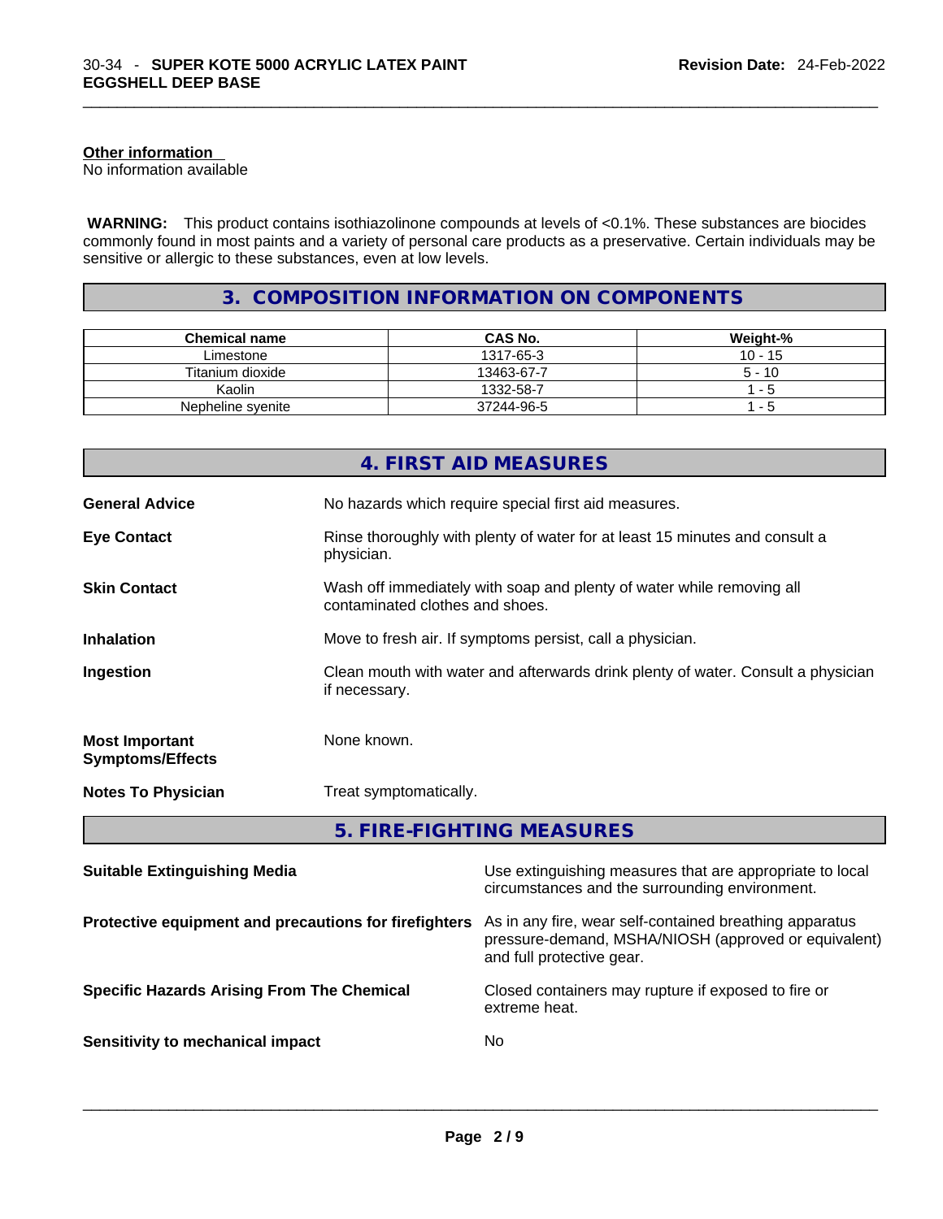**Other information**
No information available

**WARNING:** This product contains isothiazolinone compounds at levels of <0.1%. These substances are biocides commonly found in most paints and a variety of personal care products as a preservative. Certain individuals may be sensitive or allergic to these substances, even at low levels.

## 3. COMPOSITION INFORMATION ON COMPONENTS

| Chemical name | CAS No. | Weight-% |
| --- | --- | --- |
| Limestone | 1317-65-3 | 10 - 15 |
| Titanium dioxide | 13463-67-7 | 5 - 10 |
| Kaolin | 1332-58-7 | 1 - 5 |
| Nepheline syenite | 37244-96-5 | 1 - 5 |

## 4. FIRST AID MEASURES

**General Advice** No hazards which require special first aid measures.

**Eye Contact** Rinse thoroughly with plenty of water for at least 15 minutes and consult a physician.

**Skin Contact** Wash off immediately with soap and plenty of water while removing all contaminated clothes and shoes.

**Inhalation** Move to fresh air. If symptoms persist, call a physician.

**Ingestion** Clean mouth with water and afterwards drink plenty of water. Consult a physician if necessary.

**Most Important Symptoms/Effects** None known.

**Notes To Physician** Treat symptomatically.

## 5. FIRE-FIGHTING MEASURES

**Suitable Extinguishing Media** Use extinguishing measures that are appropriate to local circumstances and the surrounding environment.

**Protective equipment and precautions for firefighters** As in any fire, wear self-contained breathing apparatus pressure-demand, MSHA/NIOSH (approved or equivalent) and full protective gear.

**Specific Hazards Arising From The Chemical** Closed containers may rupture if exposed to fire or extreme heat.

**Sensitivity to mechanical impact** No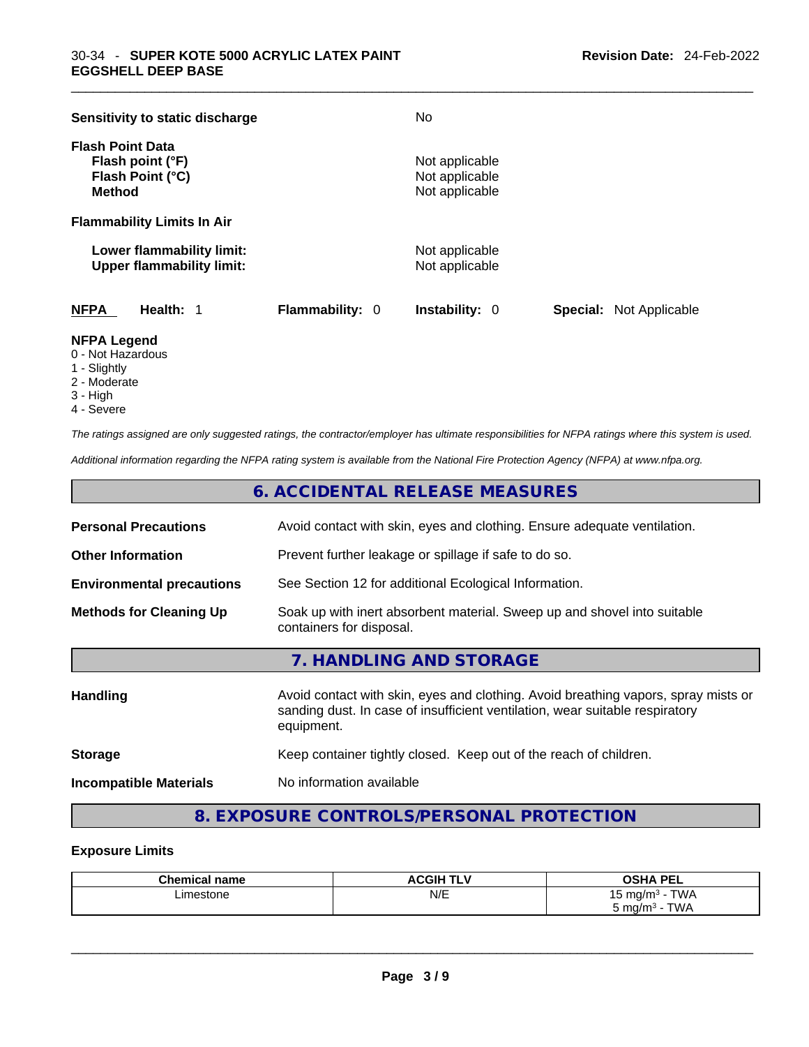**Sensitivity to static discharge** No

**Flash Point Data**
**Flash point (°F)** Not applicable
**Flash Point (°C)** Not applicable
**Method** Not applicable

**Flammability Limits In Air**

**Lower flammability limit:** Not applicable
**Upper flammability limit:** Not applicable

| **NFPA** | **Health:** 1 | **Flammability:** 0 | **Instability:** 0 | **Special:** Not Applicable |
|---|---|---|---|---|

**NFPA Legend**
0 - Not Hazardous
1 - Slightly
2 - Moderate
3 - High
4 - Severe

*The ratings assigned are only suggested ratings, the contractor/employer has ultimate responsibilities for NFPA ratings where this system is used.*

*Additional information regarding the NFPA rating system is available from the National Fire Protection Agency (NFPA) at www.nfpa.org.*

## 6. ACCIDENTAL RELEASE MEASURES

**Personal Precautions** Avoid contact with skin, eyes and clothing. Ensure adequate ventilation.

**Other Information** Prevent further leakage or spillage if safe to do so.

**Environmental precautions** See Section 12 for additional Ecological Information.

**Methods for Cleaning Up** Soak up with inert absorbent material. Sweep up and shovel into suitable containers for disposal.

## 7. HANDLING AND STORAGE

**Handling** Avoid contact with skin, eyes and clothing. Avoid breathing vapors, spray mists or sanding dust. In case of insufficient ventilation, wear suitable respiratory equipment.

**Storage** Keep container tightly closed. Keep out of the reach of children.

**Incompatible Materials** No information available

## 8. EXPOSURE CONTROLS/PERSONAL PROTECTION

**Exposure Limits**

| Chemical name | ACGIH TLV | OSHA PEL |
|---|---|---|
| Limestone | N/E | 15 mg/m³ - TWA<br>5 mg/m³ - TWA |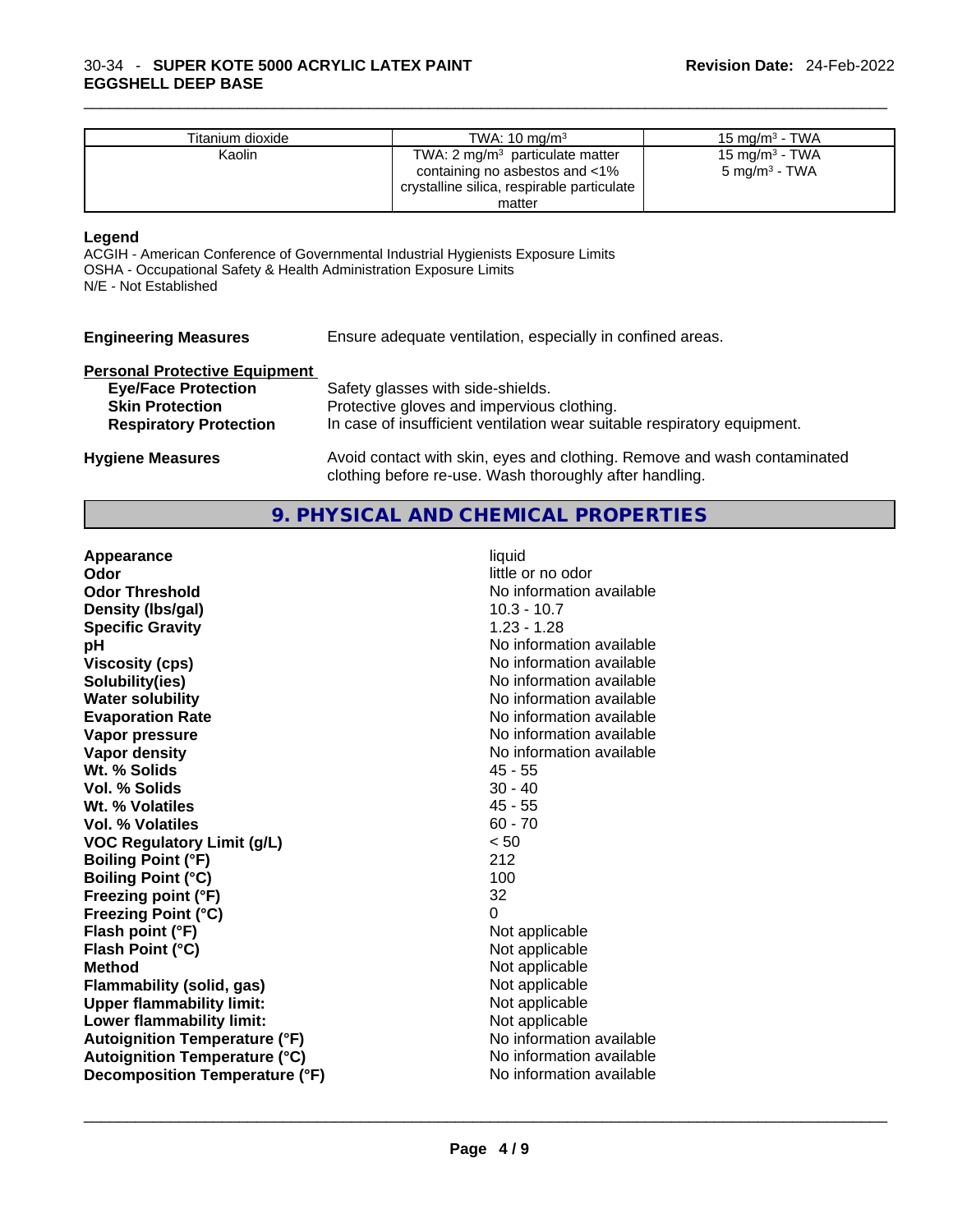| Titanium dioxide | TWA: 10 mg/m³ | 15 mg/m³ - TWA |
|---|---|---|
| Kaolin | TWA: 2 mg/m³ particulate matter containing no asbestos and <1% crystalline silica, respirable particulate matter | 15 mg/m³ - TWA<br>5 mg/m³ - TWA |

**Legend**

ACGIH - American Conference of Governmental Industrial Hygienists Exposure Limits
OSHA - Occupational Safety & Health Administration Exposure Limits
N/E - Not Established

**Engineering Measures** Ensure adequate ventilation, especially in confined areas.

**Personal Protective Equipment**

- **Eye/Face Protection** Safety glasses with side-shields.
- **Skin Protection** Protective gloves and impervious clothing.
- **Respiratory Protection** In case of insufficient ventilation wear suitable respiratory equipment.

**Hygiene Measures** Avoid contact with skin, eyes and clothing. Remove and wash contaminated clothing before re-use. Wash thoroughly after handling.

## 9. PHYSICAL AND CHEMICAL PROPERTIES

| | |
|---|---|
| **Appearance** | liquid |
| **Odor** | little or no odor |
| **Odor Threshold** | No information available |
| **Density (lbs/gal)** | 10.3 - 10.7 |
| **Specific Gravity** | 1.23 - 1.28 |
| **pH** | No information available |
| **Viscosity (cps)** | No information available |
| **Solubility(ies)** | No information available |
| **Water solubility** | No information available |
| **Evaporation Rate** | No information available |
| **Vapor pressure** | No information available |
| **Vapor density** | No information available |
| **Wt. % Solids** | 45 - 55 |
| **Vol. % Solids** | 30 - 40 |
| **Wt. % Volatiles** | 45 - 55 |
| **Vol. % Volatiles** | 60 - 70 |
| **VOC Regulatory Limit (g/L)** | < 50 |
| **Boiling Point (°F)** | 212 |
| **Boiling Point (°C)** | 100 |
| **Freezing point (°F)** | 32 |
| **Freezing Point (°C)** | 0 |
| **Flash point (°F)** | Not applicable |
| **Flash Point (°C)** | Not applicable |
| **Method** | Not applicable |
| **Flammability (solid, gas)** | Not applicable |
| **Upper flammability limit:** | Not applicable |
| **Lower flammability limit:** | Not applicable |
| **Autoignition Temperature (°F)** | No information available |
| **Autoignition Temperature (°C)** | No information available |
| **Decomposition Temperature (°F)** | No information available |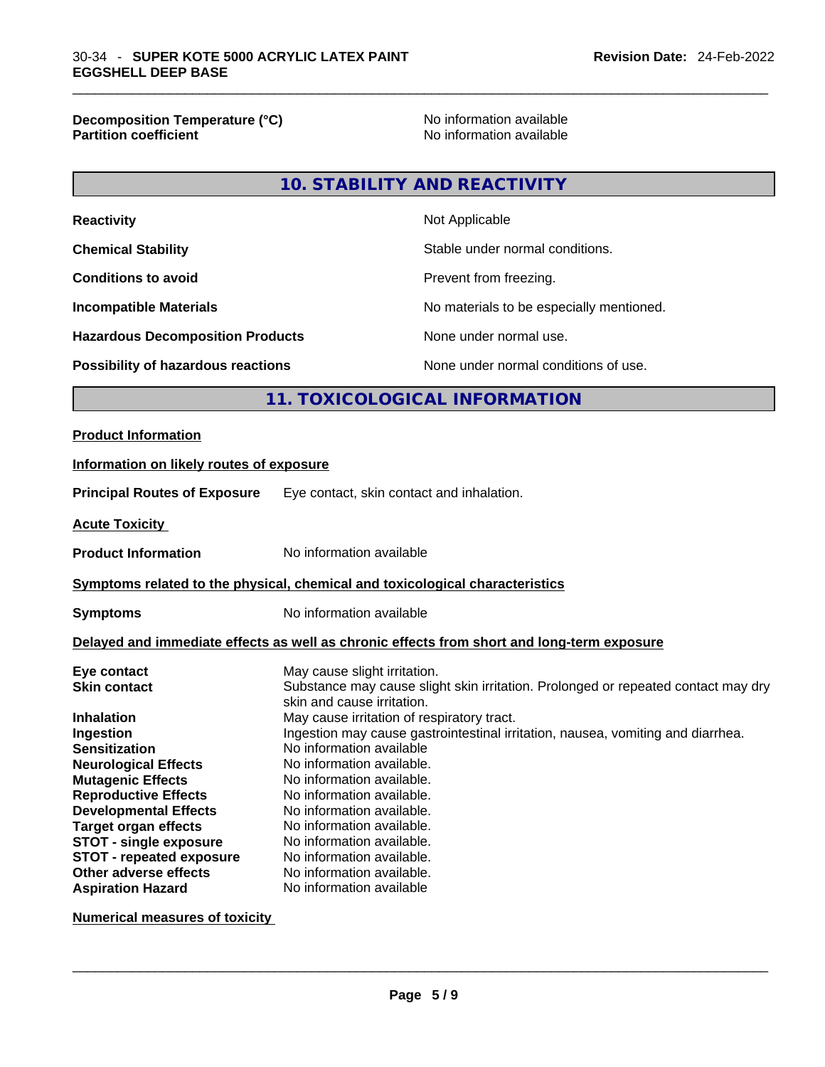| | |
|---|---|
| **Decomposition Temperature (°C)** | No information available |
| **Partition coefficient** | No information available |

## 10. STABILITY AND REACTIVITY

| | |
|---|---|
| **Reactivity** | Not Applicable |
| **Chemical Stability** | Stable under normal conditions. |
| **Conditions to avoid** | Prevent from freezing. |
| **Incompatible Materials** | No materials to be especially mentioned. |
| **Hazardous Decomposition Products** | None under normal use. |
| **Possibility of hazardous reactions** | None under normal conditions of use. |

## 11. TOXICOLOGICAL INFORMATION

**Product Information**

**Information on likely routes of exposure**

**Principal Routes of Exposure** Eye contact, skin contact and inhalation.

**Acute Toxicity**

**Product Information** No information available

**Symptoms related to the physical, chemical and toxicological characteristics**

**Symptoms** No information available

**Delayed and immediate effects as well as chronic effects from short and long-term exposure**

| | |
|---|---|
| **Eye contact** | May cause slight irritation. |
| **Skin contact** | Substance may cause slight skin irritation. Prolonged or repeated contact may dry skin and cause irritation. |
| **Inhalation** | May cause irritation of respiratory tract. |
| **Ingestion** | Ingestion may cause gastrointestinal irritation, nausea, vomiting and diarrhea. |
| **Sensitization** | No information available |
| **Neurological Effects** | No information available. |
| **Mutagenic Effects** | No information available. |
| **Reproductive Effects** | No information available. |
| **Developmental Effects** | No information available. |
| **Target organ effects** | No information available. |
| **STOT - single exposure** | No information available. |
| **STOT - repeated exposure** | No information available. |
| **Other adverse effects** | No information available. |
| **Aspiration Hazard** | No information available |

**Numerical measures of toxicity**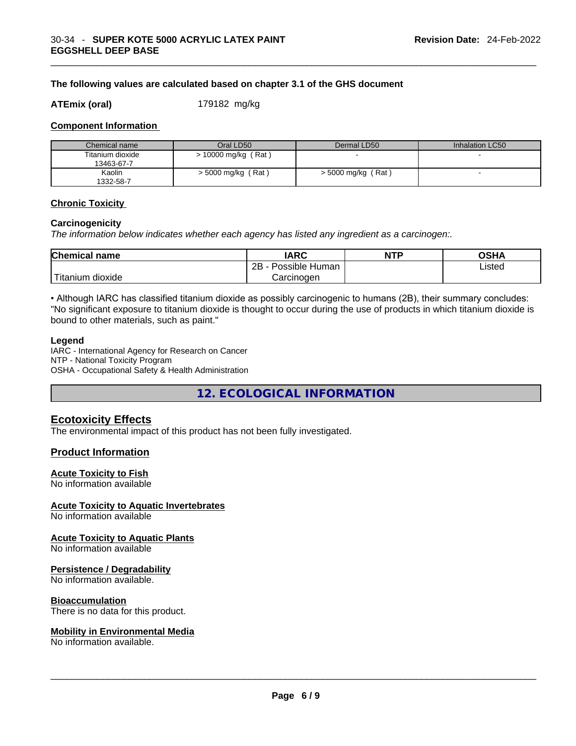**The following values are calculated based on chapter 3.1 of the GHS document**

**ATEmix (oral)** 179182 mg/kg

### Component Information

| Chemical name | Oral LD50 | Dermal LD50 | Inhalation LC50 |
| --- | --- | --- | --- |
| Titanium dioxide 13463-67-7 | > 10000 mg/kg ( Rat ) | - | - |
| Kaolin 1332-58-7 | > 5000 mg/kg ( Rat ) | > 5000 mg/kg ( Rat ) | - |

### Chronic Toxicity

**Carcinogenicity**

*The information below indicates whether each agency has listed any ingredient as a carcinogen:.*

| Chemical name | IARC | NTP | OSHA |
| --- | --- | --- | --- |
| Titanium dioxide | 2B - Possible Human Carcinogen | | Listed |

• Although IARC has classified titanium dioxide as possibly carcinogenic to humans (2B), their summary concludes: "No significant exposure to titanium dioxide is thought to occur during the use of products in which titanium dioxide is bound to other materials, such as paint."

**Legend**

IARC - International Agency for Research on Cancer
NTP - National Toxicity Program
OSHA - Occupational Safety & Health Administration

# 12. ECOLOGICAL INFORMATION

## Ecotoxicity Effects

The environmental impact of this product has not been fully investigated.

## Product Information

### Acute Toxicity to Fish

No information available

### Acute Toxicity to Aquatic Invertebrates

No information available

### Acute Toxicity to Aquatic Plants

No information available

### Persistence / Degradability

No information available.

### Bioaccumulation

There is no data for this product.

### Mobility in Environmental Media

No information available.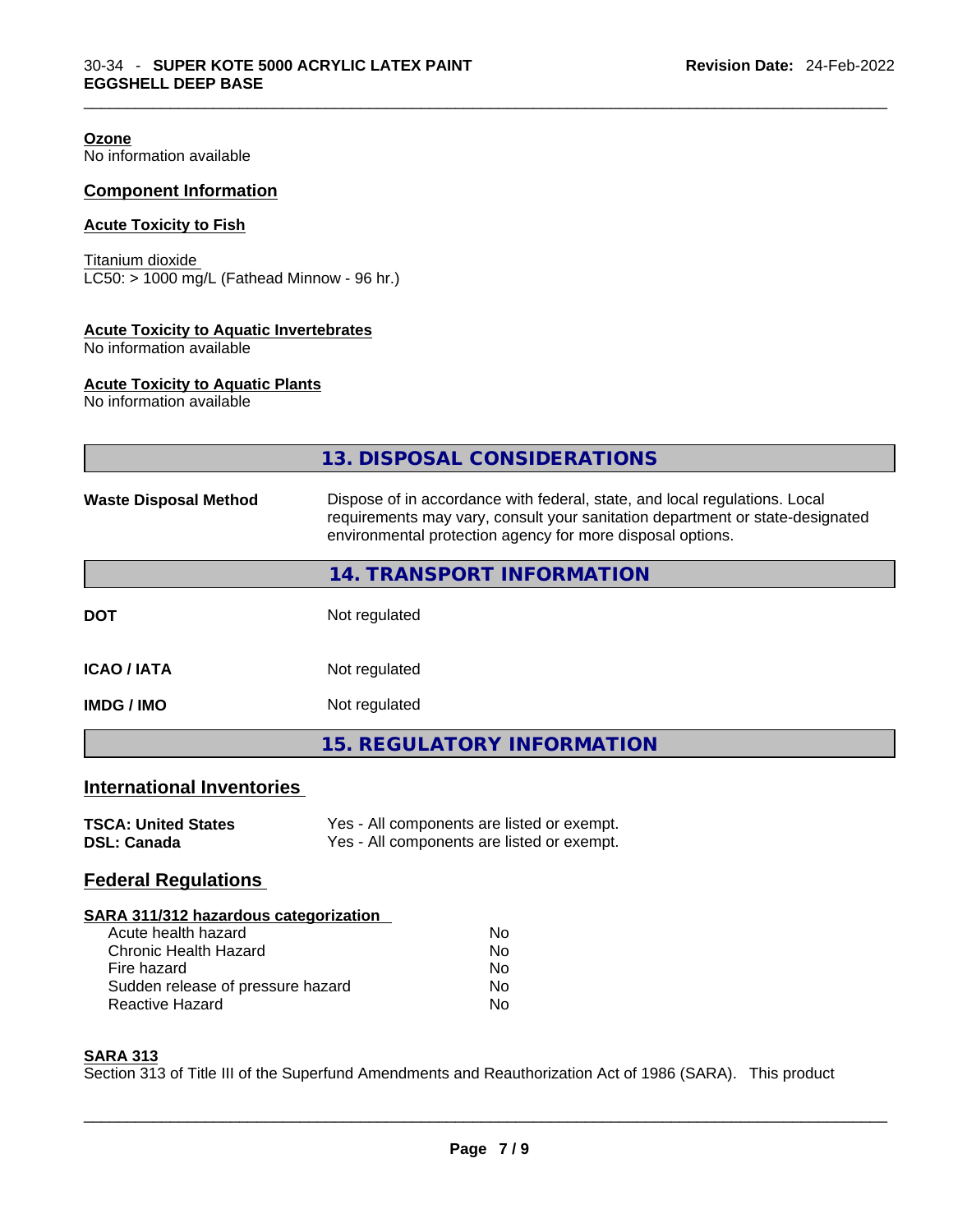**Ozone**
No information available

## Component Information

**Acute Toxicity to Fish**

Titanium dioxide
LC50: > 1000 mg/L (Fathead Minnow - 96 hr.)

**Acute Toxicity to Aquatic Invertebrates**
No information available

**Acute Toxicity to Aquatic Plants**
No information available

## 13. DISPOSAL CONSIDERATIONS

| | |
|---|---|
| **Waste Disposal Method** | Dispose of in accordance with federal, state, and local regulations. Local requirements may vary, consult your sanitation department or state-designated environmental protection agency for more disposal options. |

## 14. TRANSPORT INFORMATION

| | |
|---|---|
| **DOT** | Not regulated |
| **ICAO / IATA** | Not regulated |
| **IMDG / IMO** | Not regulated |

## 15. REGULATORY INFORMATION

### International Inventories

| | |
|---|---|
| **TSCA: United States** | Yes - All components are listed or exempt. |
| **DSL: Canada** | Yes - All components are listed or exempt. |

### Federal Regulations

**SARA 311/312 hazardous categorization**

| | |
|---|---|
| Acute health hazard | No |
| Chronic Health Hazard | No |
| Fire hazard | No |
| Sudden release of pressure hazard | No |
| Reactive Hazard | No |

**SARA 313**
Section 313 of Title III of the Superfund Amendments and Reauthorization Act of 1986 (SARA). This product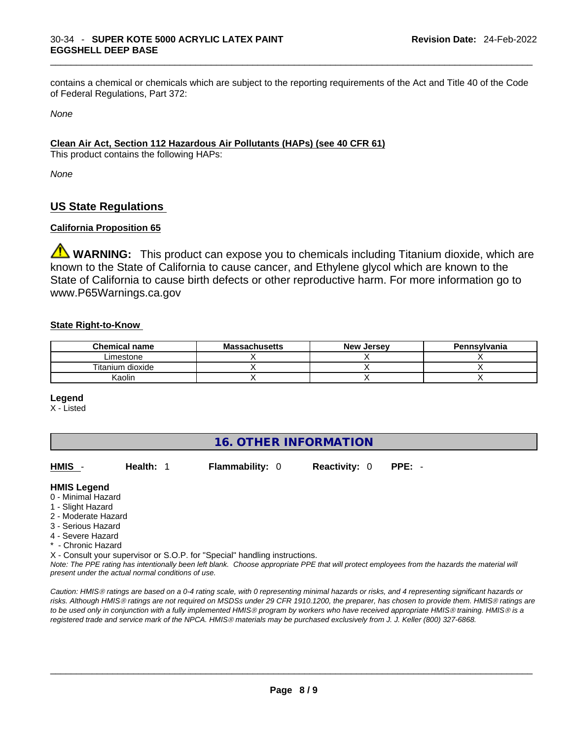contains a chemical or chemicals which are subject to the reporting requirements of the Act and Title 40 of the Code of Federal Regulations, Part 372:

*None*

**Clean Air Act, Section 112 Hazardous Air Pollutants (HAPs) (see 40 CFR 61)**

This product contains the following HAPs:

*None*

## US State Regulations

**California Proposition 65**

⚠ **WARNING:** This product can expose you to chemicals including Titanium dioxide, which are known to the State of California to cause cancer, and Ethylene glycol which are known to the State of California to cause birth defects or other reproductive harm. For more information go to www.P65Warnings.ca.gov

**State Right-to-Know**

| Chemical name | Massachusetts | New Jersey | Pennsylvania |
|---|---|---|---|
| Limestone | X | X | X |
| Titanium dioxide | X | X | X |
| Kaolin | X | X | X |

**Legend**

X - Listed

## 16. OTHER INFORMATION

**HMIS** - **Health:** 1 **Flammability:** 0 **Reactivity:** 0 **PPE:** -

**HMIS Legend**

0 - Minimal Hazard
1 - Slight Hazard
2 - Moderate Hazard
3 - Serious Hazard
4 - Severe Hazard
* - Chronic Hazard
X - Consult your supervisor or S.O.P. for "Special" handling instructions.

*Note: The PPE rating has intentionally been left blank. Choose appropriate PPE that will protect employees from the hazards the material will present under the actual normal conditions of use.*

*Caution: HMIS® ratings are based on a 0-4 rating scale, with 0 representing minimal hazards or risks, and 4 representing significant hazards or risks. Although HMIS® ratings are not required on MSDSs under 29 CFR 1910.1200, the preparer, has chosen to provide them. HMIS® ratings are to be used only in conjunction with a fully implemented HMIS® program by workers who have received appropriate HMIS® training. HMIS® is a registered trade and service mark of the NPCA. HMIS® materials may be purchased exclusively from J. J. Keller (800) 327-6868.*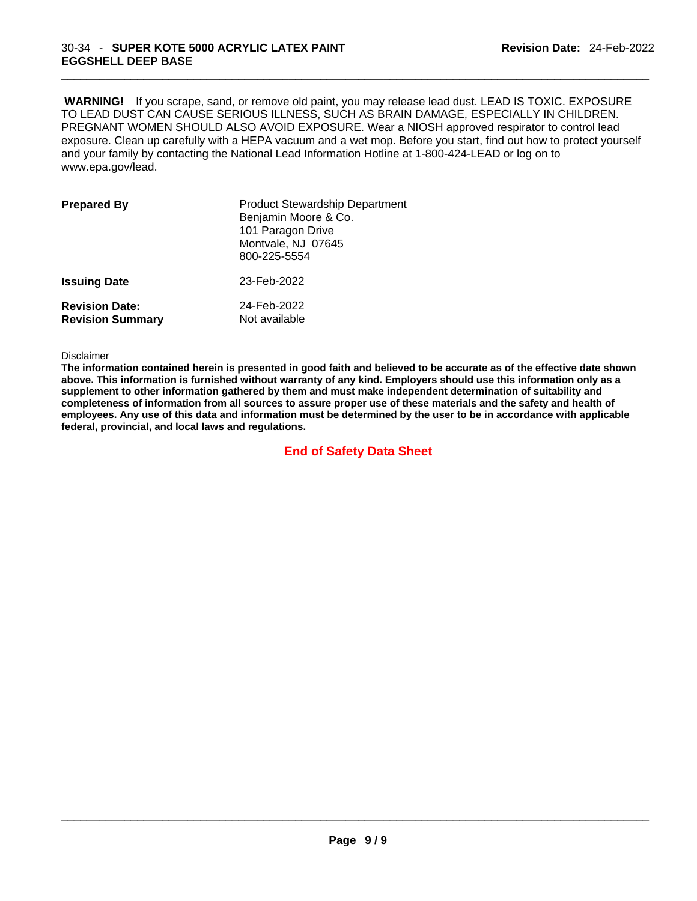**WARNING!** If you scrape, sand, or remove old paint, you may release lead dust. LEAD IS TOXIC. EXPOSURE TO LEAD DUST CAN CAUSE SERIOUS ILLNESS, SUCH AS BRAIN DAMAGE, ESPECIALLY IN CHILDREN. PREGNANT WOMEN SHOULD ALSO AVOID EXPOSURE. Wear a NIOSH approved respirator to control lead exposure. Clean up carefully with a HEPA vacuum and a wet mop. Before you start, find out how to protect yourself and your family by contacting the National Lead Information Hotline at 1-800-424-LEAD or log on to www.epa.gov/lead.

| | |
|---|---|
| **Prepared By** | Product Stewardship Department<br>Benjamin Moore & Co.<br>101 Paragon Drive<br>Montvale, NJ 07645<br>800-225-5554 |
| **Issuing Date** | 23-Feb-2022 |
| **Revision Date:** | 24-Feb-2022 |
| **Revision Summary** | Not available |

Disclaimer

**The information contained herein is presented in good faith and believed to be accurate as of the effective date shown above. This information is furnished without warranty of any kind. Employers should use this information only as a supplement to other information gathered by them and must make independent determination of suitability and completeness of information from all sources to assure proper use of these materials and the safety and health of employees. Any use of this data and information must be determined by the user to be in accordance with applicable federal, provincial, and local laws and regulations.**

**End of Safety Data Sheet**